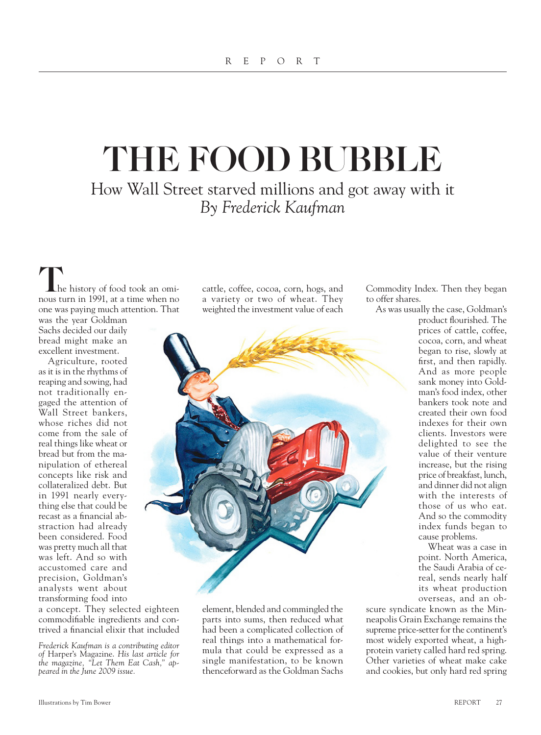# THE FOOD BUBBLE

## How Wall Street starved millions and got away with it

*By Frederick Kaufman*

The history of food took an ominous turn in 1991, at a time when no one was paying much attention. That was the year Goldman Sachs decided our daily bread might make an excellent investment.

Agriculture, rooted as it is in the rhythms of reaping and sowing, had not traditionally engaged the attention of Wall Street bankers, whose riches did not come from the sale of real things like wheat or bread but from the manipulation of ethereal concepts like risk and collateralized debt. But in 1991 nearly everything else that could be recast as a financial abstraction had already been considered. Food was pretty much all that was left. And so with accustomed care and precision, Goldman's analysts went about transforming food into a concept. They selected eighteen commodifiable ingredients and contrived a financial elixir that included cattle, coffee, cocoa, corn, hogs, and a variety or two of wheat. They weighted the investment value of each element, blended and commingled the parts into sums, then reduced what had been a complicated collection of real things into a mathematical formula that could be expressed as a single manifestation, to be known thenceforward as the Goldman Sachs Commodity Index. Then they began to offer shares.

As was usually the case, Goldman's product flourished. The prices of cattle, coffee, cocoa, corn, and wheat began to rise, slowly at first, and then rapidly. And as more people sank money into Goldman's food index, other bankers took note and created their own food indexes for their own clients. Investors were delighted to see the value of their venture increase, but the rising price of breakfast, lunch, and dinner did not align with the interests of those of us who eat. And so the commodity index funds began to cause problems.

Wheat was a case in point. North America, the Saudi Arabia of cereal, sends nearly half its wheat production overseas, and an obscure syndicate known as the Minneapolis Grain Exchange remains the supreme price-setter for the continent's most widely exported wheat, a high-protein variety called hard red spring. Other varieties of wheat make cake and cookies, but only hard red spring

*Frederick Kaufman is a contributing editor of* Harper's Magazine. *His last article for the magazine, "Let Them Eat Cash," appeared in the June 2009 issue.*

Illustrations by Tim Bower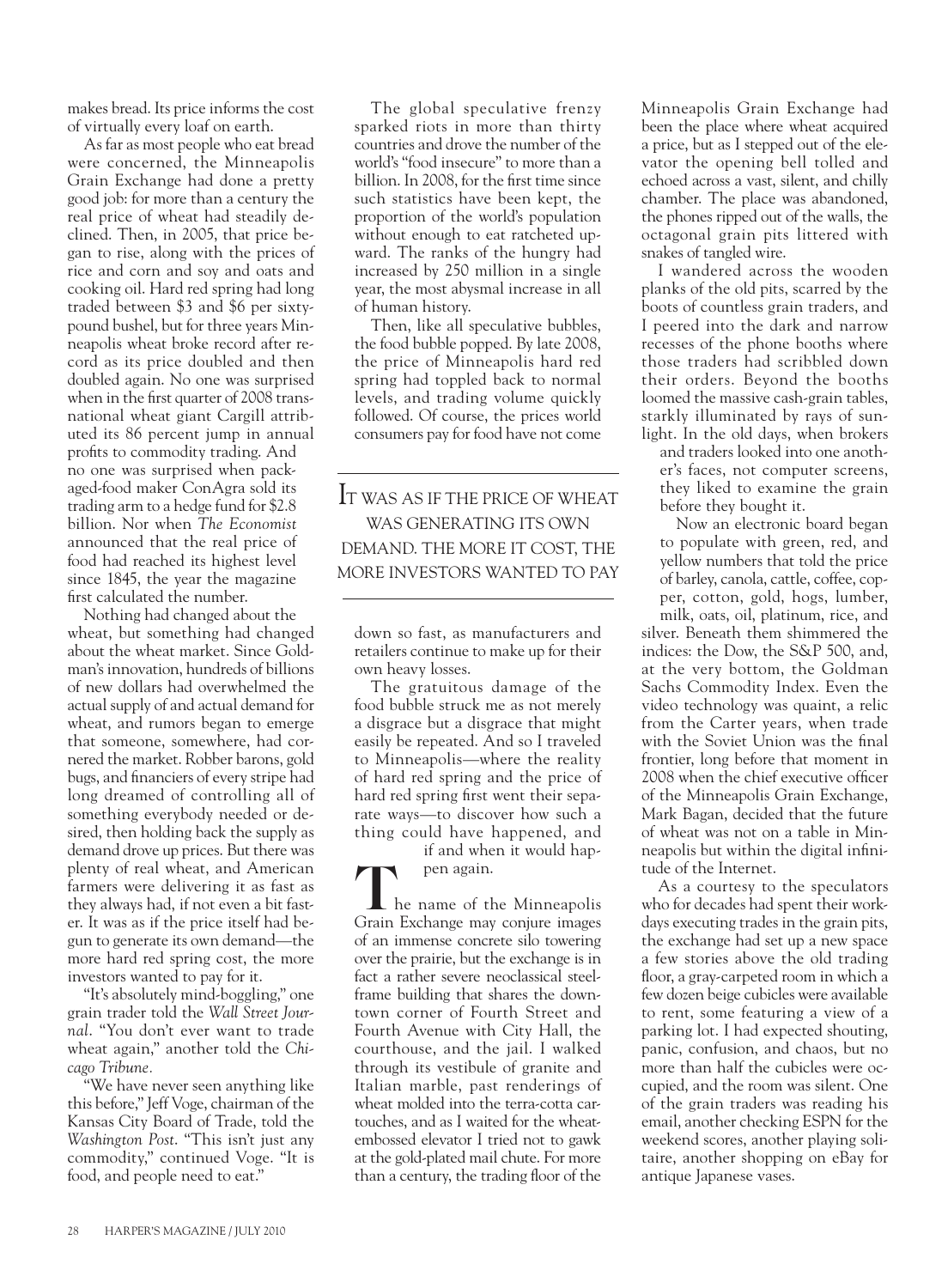makes bread. Its price informs the cost of virtually every loaf on earth.

As far as most people who eat bread were concerned, the Minneapolis Grain Exchange had done a pretty good job: for more than a century the real price of wheat had steadily declined. Then, in 2005, that price began to rise, along with the prices of rice and corn and soy and oats and cooking oil. Hard red spring had long traded between $3 and $6 per sixty-pound bushel, but for three years Minneapolis wheat broke record after record as its price doubled and then doubled again. No one was surprised when in the first quarter of 2008 transnational wheat giant Cargill attributed its 86 percent jump in annual profits to commodity trading. And no one was surprised when packaged-food maker ConAgra sold its trading arm to a hedge fund for $2.8 billion. Nor when *The Economist* announced that the real price of food had reached its highest level since 1845, the year the magazine first calculated the number.

Nothing had changed about the wheat, but something had changed about the wheat market. Since Goldman's innovation, hundreds of billions of new dollars had overwhelmed the actual supply of and actual demand for wheat, and rumors began to emerge that someone, somewhere, had cornered the market. Robber barons, gold bugs, and financiers of every stripe had long dreamed of controlling all of something everybody needed or desired, then holding back the supply as demand drove up prices. But there was plenty of real wheat, and American farmers were delivering it as fast as they always had, if not even a bit faster. It was as if the price itself had begun to generate its own demand—the more hard red spring cost, the more investors wanted to pay for it.

"It's absolutely mind-boggling," one grain trader told the *Wall Street Journal*. "You don't ever want to trade wheat again," another told the *Chicago Tribune*.

"We have never seen anything like this before," Jeff Voge, chairman of the Kansas City Board of Trade, told the *Washington Post*. "This isn't just any commodity," continued Voge. "It is food, and people need to eat."

The global speculative frenzy sparked riots in more than thirty countries and drove the number of the world's "food insecure" to more than a billion. In 2008, for the first time since such statistics have been kept, the proportion of the world's population without enough to eat ratcheted upward. The ranks of the hungry had increased by 250 million in a single year, the most abysmal increase in all of human history.

Then, like all speculative bubbles, the food bubble popped. By late 2008, the price of Minneapolis hard red spring had toppled back to normal levels, and trading volume quickly followed. Of course, the prices world consumers pay for food have not come down so fast, as manufacturers and retailers continue to make up for their own heavy losses.

> IT WAS AS IF THE PRICE OF WHEAT WAS GENERATING ITS OWN DEMAND. THE MORE IT COST, THE MORE INVESTORS WANTED TO PAY

The gratuitous damage of the food bubble struck me as not merely a disgrace but a disgrace that might easily be repeated. And so I traveled to Minneapolis—where the reality of hard red spring and the price of hard red spring first went their separate ways—to discover how such a thing could have happened, and if and when it would happen again.

The name of the Minneapolis Grain Exchange may conjure images of an immense concrete silo towering over the prairie, but the exchange is in fact a rather severe neoclassical steel-frame building that shares the downtown corner of Fourth Street and Fourth Avenue with City Hall, the courthouse, and the jail. I walked through its vestibule of granite and Italian marble, past renderings of wheat molded into the terra-cotta cartouches, and as I waited for the wheat-embossed elevator I tried not to gawk at the gold-plated mail chute. For more than a century, the trading floor of the Minneapolis Grain Exchange had been the place where wheat acquired a price, but as I stepped out of the elevator the opening bell tolled and echoed across a vast, silent, and chilly chamber. The place was abandoned, the phones ripped out of the walls, the octagonal grain pits littered with snakes of tangled wire.

I wandered across the wooden planks of the old pits, scarred by the boots of countless grain traders, and I peered into the dark and narrow recesses of the phone booths where those traders had scribbled down their orders. Beyond the booths loomed the massive cash-grain tables, starkly illuminated by rays of sunlight. In the old days, when brokers and traders looked into one another's faces, not computer screens, they liked to examine the grain before they bought it.

Now an electronic board began to populate with green, red, and yellow numbers that told the price of barley, canola, cattle, coffee, copper, cotton, gold, hogs, lumber, milk, oats, oil, platinum, rice, and silver. Beneath them shimmered the indices: the Dow, the S&P 500, and, at the very bottom, the Goldman Sachs Commodity Index. Even the video technology was quaint, a relic from the Carter years, when trade with the Soviet Union was the final frontier, long before that moment in 2008 when the chief executive officer of the Minneapolis Grain Exchange, Mark Bagan, decided that the future of wheat was not on a table in Minneapolis but within the digital infinitude of the Internet.

As a courtesy to the speculators who for decades had spent their workdays executing trades in the grain pits, the exchange had set up a new space a few stories above the old trading floor, a gray-carpeted room in which a few dozen beige cubicles were available to rent, some featuring a view of a parking lot. I had expected shouting, panic, confusion, and chaos, but no more than half the cubicles were occupied, and the room was silent. One of the grain traders was reading his email, another checking ESPN for the weekend scores, another playing solitaire, another shopping on eBay for antique Japanese vases.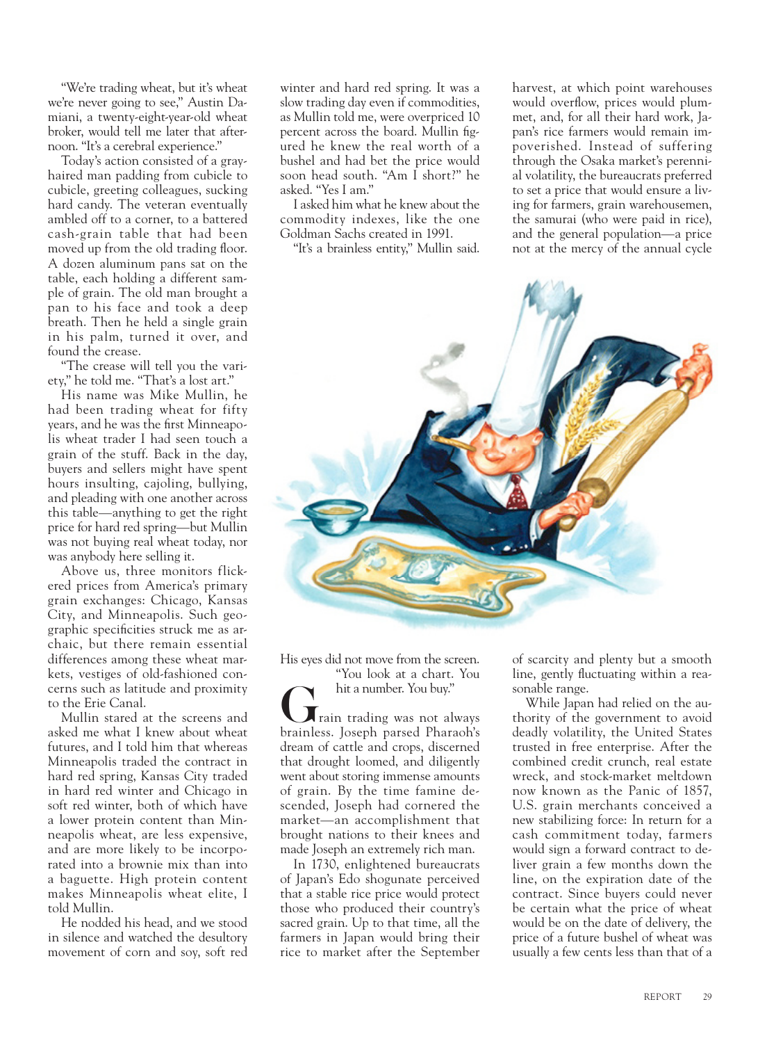"We're trading wheat, but it's wheat we're never going to see," Austin Damiani, a twenty-eight-year-old wheat broker, would tell me later that afternoon. "It's a cerebral experience."

Today's action consisted of a gray-haired man padding from cubicle to cubicle, greeting colleagues, sucking hard candy. The veteran eventually ambled off to a corner, to a battered cash-grain table that had been moved up from the old trading floor. A dozen aluminum pans sat on the table, each holding a different sample of grain. The old man brought a pan to his face and took a deep breath. Then he held a single grain in his palm, turned it over, and found the crease.

"The crease will tell you the variety," he told me. "That's a lost art."

His name was Mike Mullin, he had been trading wheat for fifty years, and he was the first Minneapolis wheat trader I had seen touch a grain of the stuff. Back in the day, buyers and sellers might have spent hours insulting, cajoling, bullying, and pleading with one another across this table—anything to get the right price for hard red spring—but Mullin was not buying real wheat today, nor was anybody here selling it.

Above us, three monitors flickered prices from America's primary grain exchanges: Chicago, Kansas City, and Minneapolis. Such geographic specificities struck me as archaic, but there remain essential differences among these wheat markets, vestiges of old-fashioned concerns such as latitude and proximity to the Erie Canal.

Mullin stared at the screens and asked me what I knew about wheat futures, and I told him that whereas Minneapolis traded the contract in hard red spring, Kansas City traded in hard red winter and Chicago in soft red winter, both of which have a lower protein content than Minneapolis wheat, are less expensive, and are more likely to be incorporated into a brownie mix than into a baguette. High protein content makes Minneapolis wheat elite, I told Mullin.

He nodded his head, and we stood in silence and watched the desultory movement of corn and soy, soft red winter and hard red spring. It was a slow trading day even if commodities, as Mullin told me, were overpriced 10 percent across the board. Mullin figured he knew the real worth of a bushel and had bet the price would soon head south. "Am I short?" he asked. "Yes I am."

I asked him what he knew about the commodity indexes, like the one Goldman Sachs created in 1991.

"It's a brainless entity," Mullin said. His eyes did not move from the screen. "You look at a chart. You hit a number. You buy."

Grain trading was not always brainless. Joseph parsed Pharaoh's dream of cattle and crops, discerned that drought loomed, and diligently went about storing immense amounts of grain. By the time famine descended, Joseph had cornered the market—an accomplishment that brought nations to their knees and made Joseph an extremely rich man.

In 1730, enlightened bureaucrats of Japan's Edo shogunate perceived that a stable rice price would protect those who produced their country's sacred grain. Up to that time, all the farmers in Japan would bring their rice to market after the September harvest, at which point warehouses would overflow, prices would plummet, and, for all their hard work, Japan's rice farmers would remain impoverished. Instead of suffering through the Osaka market's perennial volatility, the bureaucrats preferred to set a price that would ensure a living for farmers, grain warehousemen, the samurai (who were paid in rice), and the general population—a price not at the mercy of the annual cycle of scarcity and plenty but a smooth line, gently fluctuating within a reasonable range.

While Japan had relied on the authority of the government to avoid deadly volatility, the United States trusted in free enterprise. After the combined credit crunch, real estate wreck, and stock-market meltdown now known as the Panic of 1857, U.S. grain merchants conceived a new stabilizing force: In return for a cash commitment today, farmers would sign a forward contract to deliver grain a few months down the line, on the expiration date of the contract. Since buyers could never be certain what the price of wheat would be on the date of delivery, the price of a future bushel of wheat was usually a few cents less than that of a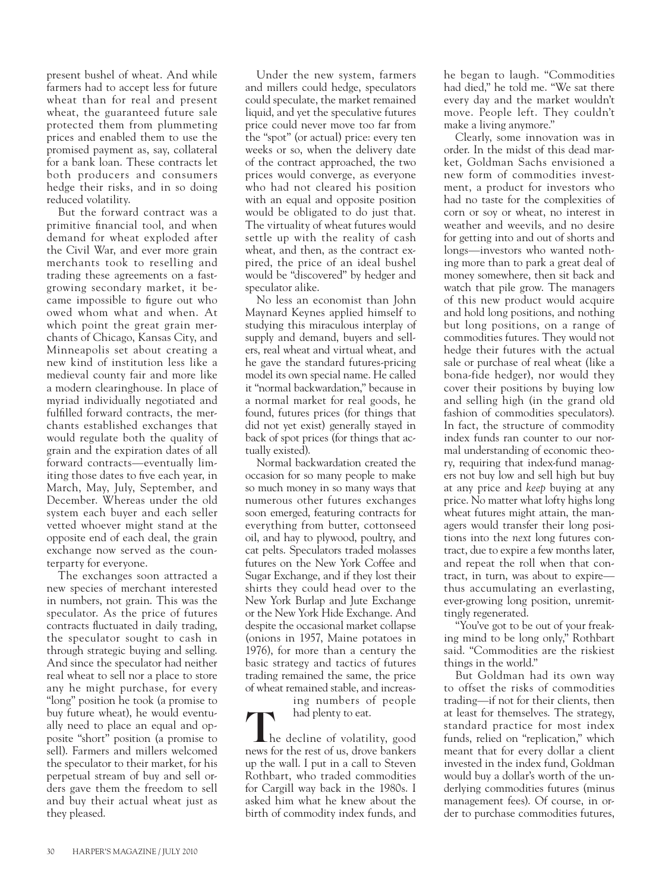present bushel of wheat. And while farmers had to accept less for future wheat than for real and present wheat, the guaranteed future sale protected them from plummeting prices and enabled them to use the promised payment as, say, collateral for a bank loan. These contracts let both producers and consumers hedge their risks, and in so doing reduced volatility.

But the forward contract was a primitive financial tool, and when demand for wheat exploded after the Civil War, and ever more grain merchants took to reselling and trading these agreements on a fast-growing secondary market, it became impossible to figure out who owed whom what and when. At which point the great grain merchants of Chicago, Kansas City, and Minneapolis set about creating a new kind of institution less like a medieval county fair and more like a modern clearinghouse. In place of myriad individually negotiated and fulfilled forward contracts, the merchants established exchanges that would regulate both the quality of grain and the expiration dates of all forward contracts—eventually limiting those dates to five each year, in March, May, July, September, and December. Whereas under the old system each buyer and each seller vetted whoever might stand at the opposite end of each deal, the grain exchange now served as the counterparty for everyone.

The exchanges soon attracted a new species of merchant interested in numbers, not grain. This was the speculator. As the price of futures contracts fluctuated in daily trading, the speculator sought to cash in through strategic buying and selling. And since the speculator had neither real wheat to sell nor a place to store any he might purchase, for every "long" position he took (a promise to buy future wheat), he would eventually need to place an equal and opposite "short" position (a promise to sell). Farmers and millers welcomed the speculator to their market, for his perpetual stream of buy and sell orders gave them the freedom to sell and buy their actual wheat just as they pleased.

Under the new system, farmers and millers could hedge, speculators could speculate, the market remained liquid, and yet the speculative futures price could never move too far from the "spot" (or actual) price: every ten weeks or so, when the delivery date of the contract approached, the two prices would converge, as everyone who had not cleared his position with an equal and opposite position would be obligated to do just that. The virtuality of wheat futures would settle up with the reality of cash wheat, and then, as the contract expired, the price of an ideal bushel would be "discovered" by hedger and speculator alike.

No less an economist than John Maynard Keynes applied himself to studying this miraculous interplay of supply and demand, buyers and sellers, real wheat and virtual wheat, and he gave the standard futures-pricing model its own special name. He called it "normal backwardation," because in a normal market for real goods, he found, futures prices (for things that did not yet exist) generally stayed in back of spot prices (for things that actually existed).

Normal backwardation created the occasion for so many people to make so much money in so many ways that numerous other futures exchanges soon emerged, featuring contracts for everything from butter, cottonseed oil, and hay to plywood, poultry, and cat pelts. Speculators traded molasses futures on the New York Coffee and Sugar Exchange, and if they lost their shirts they could head over to the New York Burlap and Jute Exchange or the New York Hide Exchange. And despite the occasional market collapse (onions in 1957, Maine potatoes in 1976), for more than a century the basic strategy and tactics of futures trading remained the same, the price of wheat remained stable, and increasing numbers of people had plenty to eat.

The decline of volatility, good news for the rest of us, drove bankers up the wall. I put in a call to Steven Rothbart, who traded commodities for Cargill way back in the 1980s. I asked him what he knew about the birth of commodity index funds, and he began to laugh. "Commodities had died," he told me. "We sat there every day and the market wouldn't move. People left. They couldn't make a living anymore."

Clearly, some innovation was in order. In the midst of this dead market, Goldman Sachs envisioned a new form of commodities investment, a product for investors who had no taste for the complexities of corn or soy or wheat, no interest in weather and weevils, and no desire for getting into and out of shorts and longs—investors who wanted nothing more than to park a great deal of money somewhere, then sit back and watch that pile grow. The managers of this new product would acquire and hold long positions, and nothing but long positions, on a range of commodities futures. They would not hedge their futures with the actual sale or purchase of real wheat (like a bona-fide hedger), nor would they cover their positions by buying low and selling high (in the grand old fashion of commodities speculators). In fact, the structure of commodity index funds ran counter to our normal understanding of economic theory, requiring that index-fund managers not buy low and sell high but buy at any price and *keep* buying at any price. No matter what lofty highs long wheat futures might attain, the managers would transfer their long positions into the *next* long futures contract, due to expire a few months later, and repeat the roll when that contract, in turn, was about to expire—thus accumulating an everlasting, ever-growing long position, unremittingly regenerated.

"You've got to be out of your freaking mind to be long only," Rothbart said. "Commodities are the riskiest things in the world."

But Goldman had its own way to offset the risks of commodities trading—if not for their clients, then at least for themselves. The strategy, standard practice for most index funds, relied on "replication," which meant that for every dollar a client invested in the index fund, Goldman would buy a dollar's worth of the underlying commodities futures (minus management fees). Of course, in order to purchase commodities futures,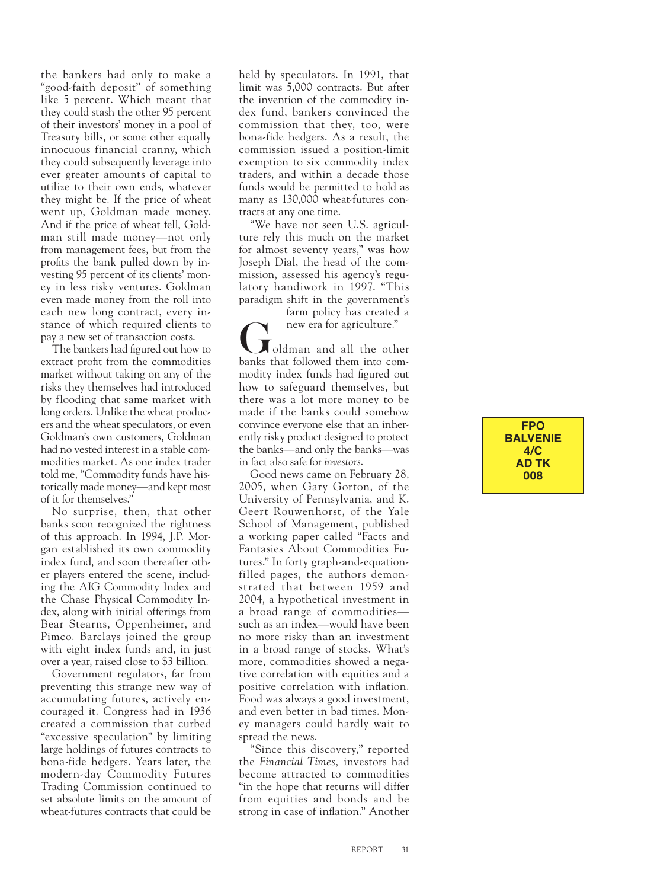the bankers had only to make a "good-faith deposit" of something like 5 percent. Which meant that they could stash the other 95 percent of their investors' money in a pool of Treasury bills, or some other equally innocuous financial cranny, which they could subsequently leverage into ever greater amounts of capital to utilize to their own ends, whatever they might be. If the price of wheat went up, Goldman made money. And if the price of wheat fell, Goldman still made money—not only from management fees, but from the profits the bank pulled down by investing 95 percent of its clients' money in less risky ventures. Goldman even made money from the roll into each new long contract, every instance of which required clients to pay a new set of transaction costs.

The bankers had figured out how to extract profit from the commodities market without taking on any of the risks they themselves had introduced by flooding that same market with long orders. Unlike the wheat producers and the wheat speculators, or even Goldman's own customers, Goldman had no vested interest in a stable commodities market. As one index trader told me, "Commodity funds have historically made money—and kept most of it for themselves."

No surprise, then, that other banks soon recognized the rightness of this approach. In 1994, J.P. Morgan established its own commodity index fund, and soon thereafter other players entered the scene, including the AIG Commodity Index and the Chase Physical Commodity Index, along with initial offerings from Bear Stearns, Oppenheimer, and Pimco. Barclays joined the group with eight index funds and, in just over a year, raised close to $3 billion.

Government regulators, far from preventing this strange new way of accumulating futures, actively encouraged it. Congress had in 1936 created a commission that curbed "excessive speculation" by limiting large holdings of futures contracts to bona-fide hedgers. Years later, the modern-day Commodity Futures Trading Commission continued to set absolute limits on the amount of wheat-futures contracts that could be held by speculators. In 1991, that limit was 5,000 contracts. But after the invention of the commodity index fund, bankers convinced the commission that they, too, were bona-fide hedgers. As a result, the commission issued a position-limit exemption to six commodity index traders, and within a decade those funds would be permitted to hold as many as 130,000 wheat-futures contracts at any one time.

"We have not seen U.S. agriculture rely this much on the market for almost seventy years," was how Joseph Dial, the head of the commission, assessed his agency's regulatory handiwork in 1997. "This paradigm shift in the government's farm policy has created a new era for agriculture."

Goldman and all the other banks that followed them into commodity index funds had figured out how to safeguard themselves, but there was a lot more money to be made if the banks could somehow convince everyone else that an inherently risky product designed to protect the banks—and only the banks—was in fact also safe for *investors*.

Good news came on February 28, 2005, when Gary Gorton, of the University of Pennsylvania, and K. Geert Rouwenhorst, of the Yale School of Management, published a working paper called "Facts and Fantasies About Commodities Futures." In forty graph-and-equation-filled pages, the authors demonstrated that between 1959 and 2004, a hypothetical investment in a broad range of commodities—such as an index—would have been no more risky than an investment in a broad range of stocks. What's more, commodities showed a negative correlation with equities and a positive correlation with inflation. Food was always a good investment, and even better in bad times. Money managers could hardly wait to spread the news.

"Since this discovery," reported the *Financial Times,* investors had become attracted to commodities "in the hope that returns will differ from equities and bonds and be strong in case of inflation." Another

FPO BALVENIE 4/C AD TK 008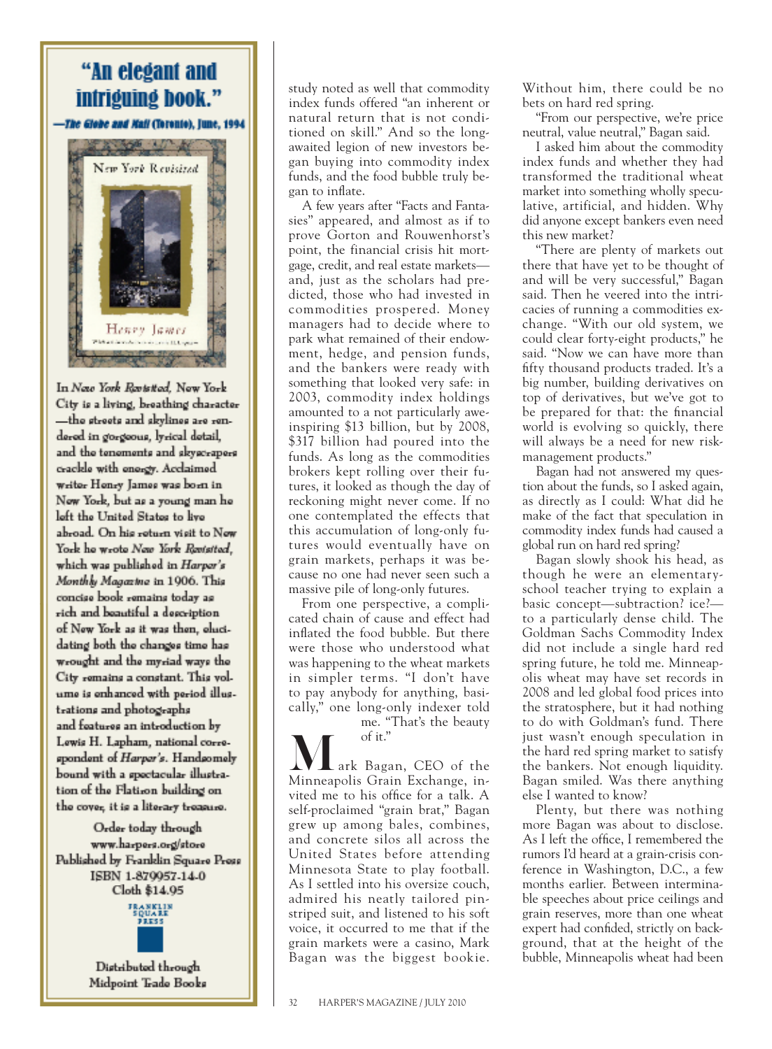study noted as well that commodity index funds offered "an inherent or natural return that is not conditioned on skill." And so the long-awaited legion of new investors began buying into commodity index funds, and the food bubble truly began to inflate.

A few years after "Facts and Fantasies" appeared, and almost as if to prove Gorton and Rouwenhorst's point, the financial crisis hit mortgage, credit, and real estate markets—and, just as the scholars had predicted, those who had invested in commodities prospered. Money managers had to decide where to park what remained of their endowment, hedge, and pension funds, and the bankers were ready with something that looked very safe: in 2003, commodity index holdings amounted to a not particularly awe-inspiring $13 billion, but by 2008, $317 billion had poured into the funds. As long as the commodities brokers kept rolling over their futures, it looked as though the day of reckoning might never come. If no one contemplated the effects that this accumulation of long-only futures would eventually have on grain markets, perhaps it was because no one had never seen such a massive pile of long-only futures.

From one perspective, a complicated chain of cause and effect had inflated the food bubble. But there were those who understood what was happening to the wheat markets in simpler terms. "I don't have to pay anybody for anything, basically," one long-only indexer told me. "That's the beauty of it."

Mark Bagan, CEO of the Minneapolis Grain Exchange, invited me to his office for a talk. A self-proclaimed "grain brat," Bagan grew up among bales, combines, and concrete silos all across the United States before attending Minnesota State to play football. As I settled into his oversize couch, admired his neatly tailored pinstriped suit, and listened to his soft voice, it occurred to me that if the grain markets were a casino, Mark Bagan was the biggest bookie. Without him, there could be no bets on hard red spring.

"From our perspective, we're price neutral, value neutral," Bagan said.

I asked him about the commodity index funds and whether they had transformed the traditional wheat market into something wholly speculative, artificial, and hidden. Why did anyone except bankers even need this new market?

"There are plenty of markets out there that have yet to be thought of and will be very successful," Bagan said. Then he veered into the intricacies of running a commodities exchange. "With our old system, we could clear forty-eight products," he said. "Now we can have more than fifty thousand products traded. It's a big number, building derivatives on top of derivatives, but we've got to be prepared for that: the financial world is evolving so quickly, there will always be a need for new risk-management products."

Bagan had not answered my question about the funds, so I asked again, as directly as I could: What did he make of the fact that speculation in commodity index funds had caused a global run on hard red spring?

Bagan slowly shook his head, as though he were an elementary-school teacher trying to explain a basic concept—subtraction? ice?—to a particularly dense child. The Goldman Sachs Commodity Index did not include a single hard red spring future, he told me. Minneapolis wheat may have set records in 2008 and led global food prices into the stratosphere, but it had nothing to do with Goldman's fund. There just wasn't enough speculation in the hard red spring market to satisfy the bankers. Not enough liquidity. Bagan smiled. Was there anything else I wanted to know?

Plenty, but there was nothing more Bagan was about to disclose. As I left the office, I remembered the rumors I'd heard at a grain-crisis conference in Washington, D.C., a few months earlier. Between interminable speeches about price ceilings and grain reserves, more than one wheat expert had confided, strictly on background, that at the height of the bubble, Minneapolis wheat had been

---

# "An elegant and intriguing book."

—*The Globe and Mail* (Toronto), June, 1994

In *New York Revisited*, New York City is a living, breathing character—the streets and skylines are rendered in gorgeous, lyrical detail, and the tenements and skyscrapers crackle with energy. Acclaimed writer Henry James was born in New York, but as a young man he left the United States to live abroad. On his return visit to New York he wrote *New York Revisited*, which was published in *Harper's Monthly Magazine* in 1906. This concise book remains today as rich and beautiful a description of New York as it was then, elucidating both the changes time has wrought and the myriad ways the City remains a constant. This volume is enhanced with period illustrations and photographs and features an introduction by Lewis H. Lapham, national correspondent of *Harper's*. Handsomely bound with a spectacular illustration of the Flatiron building on the cover, it is a literary treasure.

Order today through www.harpers.org/store

Published by Franklin Square Press

ISBN 1-879957-14-0

Cloth $14.95

Distributed through Midpoint Trade Books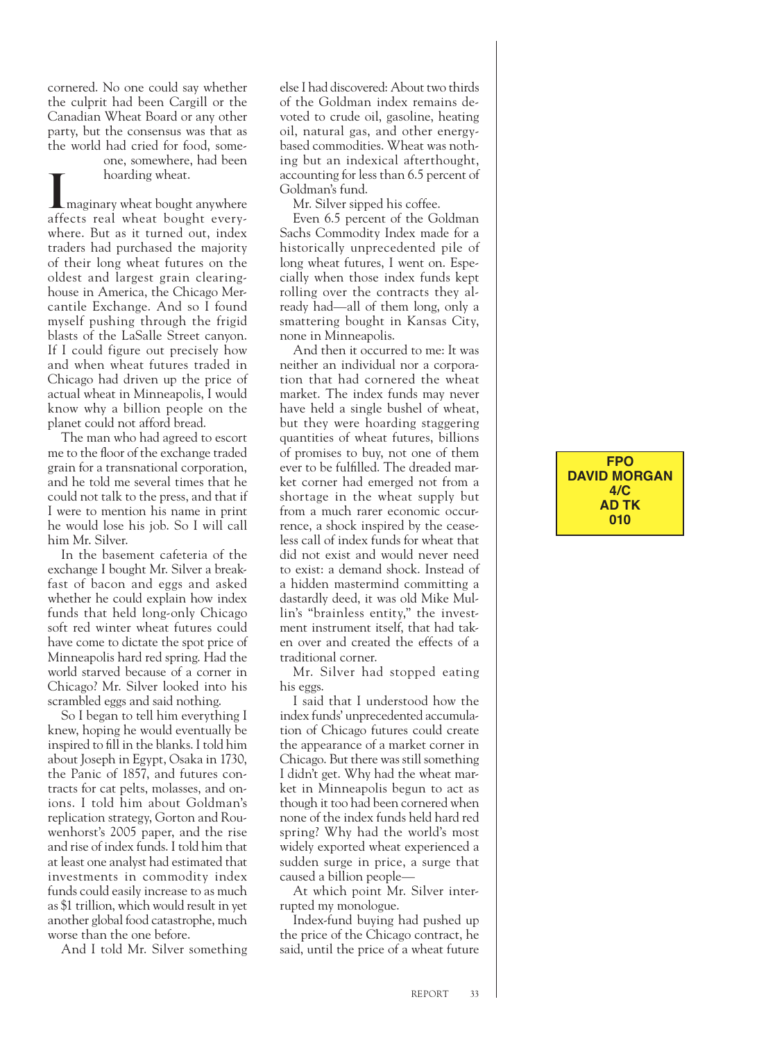cornered. No one could say whether the culprit had been Cargill or the Canadian Wheat Board or any other party, but the consensus was that as the world had cried for food, someone, somewhere, had been hoarding wheat.

Imaginary wheat bought anywhere affects real wheat bought everywhere. But as it turned out, index traders had purchased the majority of their long wheat futures on the oldest and largest grain clearinghouse in America, the Chicago Mercantile Exchange. And so I found myself pushing through the frigid blasts of the LaSalle Street canyon. If I could figure out precisely how and when wheat futures traded in Chicago had driven up the price of actual wheat in Minneapolis, I would know why a billion people on the planet could not afford bread.

The man who had agreed to escort me to the floor of the exchange traded grain for a transnational corporation, and he told me several times that he could not talk to the press, and that if I were to mention his name in print he would lose his job. So I will call him Mr. Silver.

In the basement cafeteria of the exchange I bought Mr. Silver a breakfast of bacon and eggs and asked whether he could explain how index funds that held long-only Chicago soft red winter wheat futures could have come to dictate the spot price of Minneapolis hard red spring. Had the world starved because of a corner in Chicago? Mr. Silver looked into his scrambled eggs and said nothing.

So I began to tell him everything I knew, hoping he would eventually be inspired to fill in the blanks. I told him about Joseph in Egypt, Osaka in 1730, the Panic of 1857, and futures contracts for cat pelts, molasses, and onions. I told him about Goldman's replication strategy, Gorton and Rouwenhorst's 2005 paper, and the rise and rise of index funds. I told him that at least one analyst had estimated that investments in commodity index funds could easily increase to as much as $1 trillion, which would result in yet another global food catastrophe, much worse than the one before.

And I told Mr. Silver something else I had discovered: About two thirds of the Goldman index remains devoted to crude oil, gasoline, heating oil, natural gas, and other energy-based commodities. Wheat was nothing but an indexical afterthought, accounting for less than 6.5 percent of Goldman's fund.

Mr. Silver sipped his coffee.

Even 6.5 percent of the Goldman Sachs Commodity Index made for a historically unprecedented pile of long wheat futures, I went on. Especially when those index funds kept rolling over the contracts they already had—all of them long, only a smattering bought in Kansas City, none in Minneapolis.

And then it occurred to me: It was neither an individual nor a corporation that had cornered the wheat market. The index funds may never have held a single bushel of wheat, but they were hoarding staggering quantities of wheat futures, billions of promises to buy, not one of them ever to be fulfilled. The dreaded market corner had emerged not from a shortage in the wheat supply but from a much rarer economic occurrence, a shock inspired by the ceaseless call of index funds for wheat that did not exist and would never need to exist: a demand shock. Instead of a hidden mastermind committing a dastardly deed, it was old Mike Mullin's "brainless entity," the investment instrument itself, that had taken over and created the effects of a traditional corner.

Mr. Silver had stopped eating his eggs.

I said that I understood how the index funds' unprecedented accumulation of Chicago futures could create the appearance of a market corner in Chicago. But there was still something I didn't get. Why had the wheat market in Minneapolis begun to act as though it too had been cornered when none of the index funds held hard red spring? Why had the world's most widely exported wheat experienced a sudden surge in price, a surge that caused a billion people—

At which point Mr. Silver interrupted my monologue.

Index-fund buying had pushed up the price of the Chicago contract, he said, until the price of a wheat future

FPO
DAVID MORGAN
4/C
AD TK
010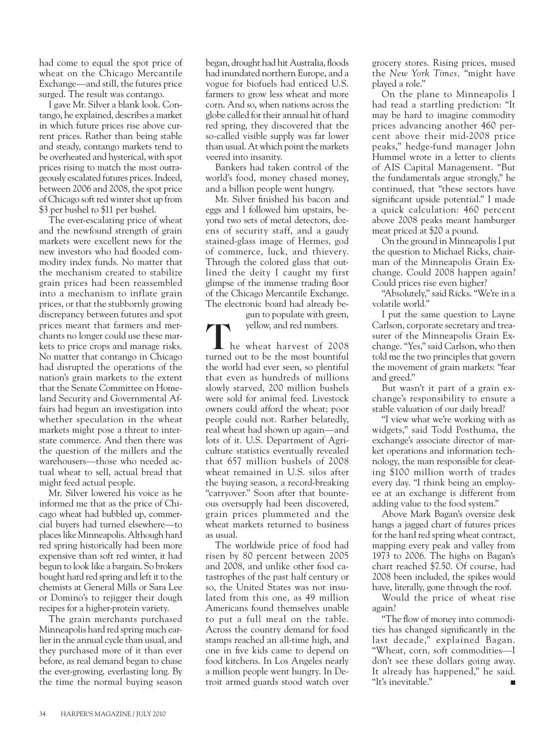had come to equal the spot price of wheat on the Chicago Mercantile Exchange—and still, the futures price surged. The result was contango.

I gave Mr. Silver a blank look. Contango, he explained, describes a market in which future prices rise above current prices. Rather than being stable and steady, contango markets tend to be overheated and hysterical, with spot prices rising to match the most outrageously escalated futures prices. Indeed, between 2006 and 2008, the spot price of Chicago soft red winter shot up from $3 per bushel to $11 per bushel.

The ever-escalating price of wheat and the newfound strength of grain markets were excellent news for the new investors who had flooded commodity index funds. No matter that the mechanism created to stabilize grain prices had been reassembled into a mechanism to inflate grain prices, or that the stubbornly growing discrepancy between futures and spot prices meant that farmers and merchants no longer could use these markets to price crops and manage risks. No matter that contango in Chicago had disrupted the operations of the nation's grain markets to the extent that the Senate Committee on Homeland Security and Governmental Affairs had begun an investigation into whether speculation in the wheat markets might pose a threat to interstate commerce. And then there was the question of the millers and the warehousers—those who needed actual wheat to sell, actual bread that might feed actual people.

Mr. Silver lowered his voice as he informed me that as the price of Chicago wheat had bubbled up, commercial buyers had turned elsewhere—to places like Minneapolis. Although hard red spring historically had been more expensive than soft red winter, it had begun to look like a bargain. So brokers bought hard red spring and left it to the chemists at General Mills or Sara Lee or Domino's to rejigger their dough recipes for a higher-protein variety.

The grain merchants purchased Minneapolis hard red spring much earlier in the annual cycle than usual, and they purchased more of it than ever before, as real demand began to chase the ever-growing, everlasting long. By the time the normal buying season began, drought had hit Australia, floods had inundated northern Europe, and a vogue for biofuels had enticed U.S. farmers to grow less wheat and more corn. And so, when nations across the globe called for their annual hit of hard red spring, they discovered that the so-called visible supply was far lower than usual. At which point the markets veered into insanity.

Bankers had taken control of the world's food, money chased money, and a billion people went hungry.

Mr. Silver finished his bacon and eggs and I followed him upstairs, beyond two sets of metal detectors, dozens of security staff, and a gaudy stained-glass image of Hermes, god of commerce, luck, and thievery. Through the colored glass that outlined the deity I caught my first glimpse of the immense trading floor of the Chicago Mercantile Exchange. The electronic board had already begun to populate with green, yellow, and red numbers.

The wheat harvest of 2008 turned out to be the most bountiful the world had ever seen, so plentiful that even as hundreds of millions slowly starved, 200 million bushels were sold for animal feed. Livestock owners could afford the wheat; poor people could not. Rather belatedly, real wheat had shown up again—and lots of it. U.S. Department of Agriculture statistics eventually revealed that 657 million bushels of 2008 wheat remained in U.S. silos after the buying season, a record-breaking "carryover." Soon after that bounteous oversupply had been discovered, grain prices plummeted and the wheat markets returned to business as usual.

The worldwide price of food had risen by 80 percent between 2005 and 2008, and unlike other food catastrophes of the past half century or so, the United States was not insulated from this one, as 49 million Americans found themselves unable to put a full meal on the table. Across the country demand for food stamps reached an all-time high, and one in five kids came to depend on food kitchens. In Los Angeles nearly a million people went hungry. In Detroit armed guards stood watch over grocery stores. Rising prices, mused the *New York Times,* "might have played a role."

On the plane to Minneapolis I had read a startling prediction: "It may be hard to imagine commodity prices advancing another 460 percent above their mid-2008 price peaks," hedge-fund manager John Hummel wrote in a letter to clients of AIS Capital Management. "But the fundamentals argue strongly," he continued, that "these sectors have significant upside potential." I made a quick calculation: 460 percent above 2008 peaks meant hamburger meat priced at $20 a pound.

On the ground in Minneapolis I put the question to Michael Ricks, chairman of the Minneapolis Grain Exchange. Could 2008 happen again? Could prices rise even higher?

"Absolutely," said Ricks. "We're in a volatile world."

I put the same question to Layne Carlson, corporate secretary and treasurer of the Minneapolis Grain Exchange. "Yes," said Carlson, who then told me the two principles that govern the movement of grain markets: "fear and greed."

But wasn't it part of a grain exchange's responsibility to ensure a stable valuation of our daily bread?

"I view what we're working with as widgets," said Todd Posthuma, the exchange's associate director of market operations and information technology, the man responsible for clearing $100 million worth of trades every day. "I think being an employee at an exchange is different from adding value to the food system."

Above Mark Bagan's oversize desk hangs a jagged chart of futures prices for the hard red spring wheat contract, mapping every peak and valley from 1973 to 2006. The highs on Bagan's chart reached $7.50. Of course, had 2008 been included, the spikes would have, literally, gone through the roof.

Would the price of wheat rise again?

"The flow of money into commodities has changed significantly in the last decade," explained Bagan. "Wheat, corn, soft commodities—I don't see these dollars going away. It already has happened," he said. "It's inevitable." ■